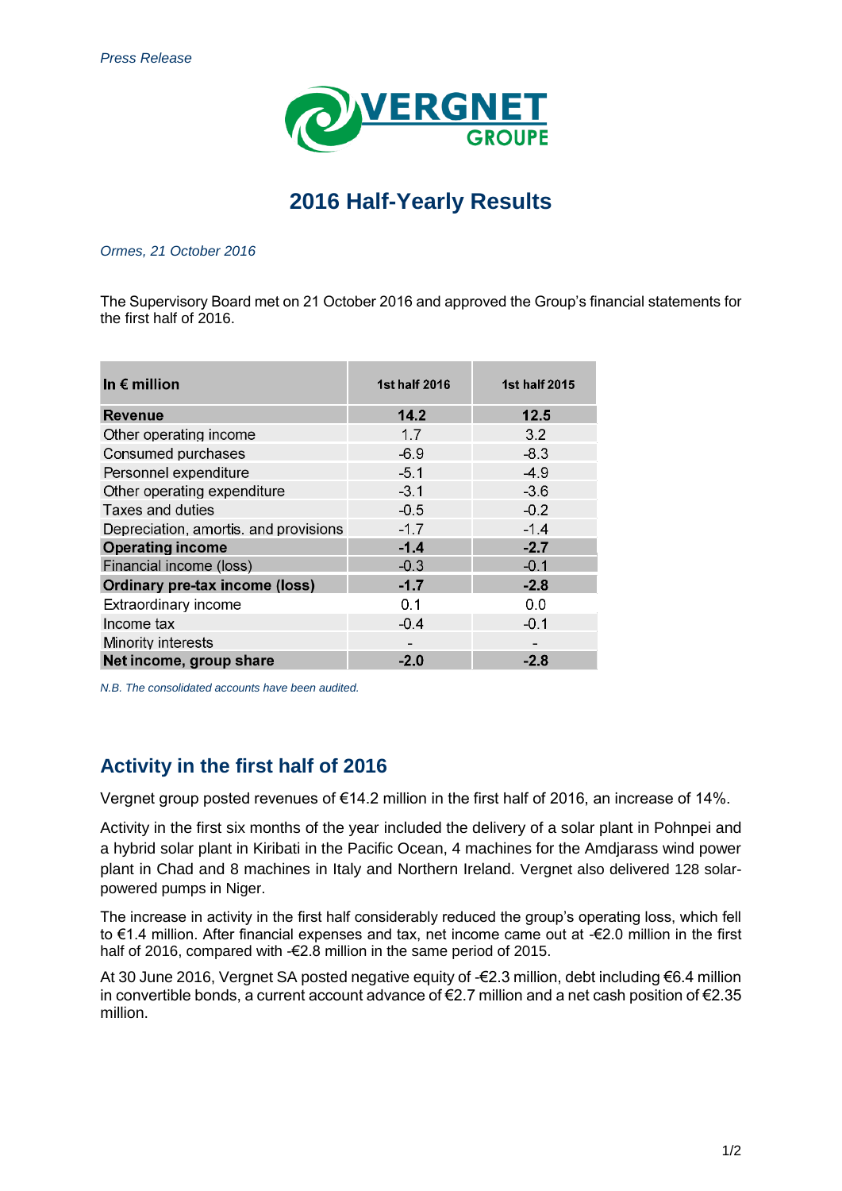*Press Release*

VERGNET GROUPE

# 2016 Half-Yearly Results

*Ormes, 21 October 2016*

The Supervisory Board met on 21 October 2016 and approved the Group's financial statements for the first half of 2016.

| In € million | 1st half 2016 | 1st half 2015 |
|---|---|---|
| **Revenue** | **14.2** | **12.5** |
| Other operating income | 1.7 | 3.2 |
| Consumed purchases | -6.9 | -8.3 |
| Personnel expenditure | -5.1 | -4.9 |
| Other operating expenditure | -3.1 | -3.6 |
| Taxes and duties | -0.5 | -0.2 |
| Depreciation, amortis. and provisions | -1.7 | -1.4 |
| **Operating income** | **-1.4** | **-2.7** |
| Financial income (loss) | -0.3 | -0.1 |
| **Ordinary pre-tax income (loss)** | **-1.7** | **-2.8** |
| Extraordinary income | 0.1 | 0.0 |
| Income tax | -0.4 | -0.1 |
| Minority interests | - | - |
| **Net income, group share** | **-2.0** | **-2.8** |

*N.B. The consolidated accounts have been audited.*

## Activity in the first half of 2016

Vergnet group posted revenues of €14.2 million in the first half of 2016, an increase of 14%.

Activity in the first six months of the year included the delivery of a solar plant in Pohnpei and a hybrid solar plant in Kiribati in the Pacific Ocean, 4 machines for the Amdjarass wind power plant in Chad and 8 machines in Italy and Northern Ireland. Vergnet also delivered 128 solar-powered pumps in Niger.

The increase in activity in the first half considerably reduced the group's operating loss, which fell to €1.4 million. After financial expenses and tax, net income came out at -€2.0 million in the first half of 2016, compared with -€2.8 million in the same period of 2015.

At 30 June 2016, Vergnet SA posted negative equity of -€2.3 million, debt including €6.4 million in convertible bonds, a current account advance of €2.7 million and a net cash position of €2.35 million.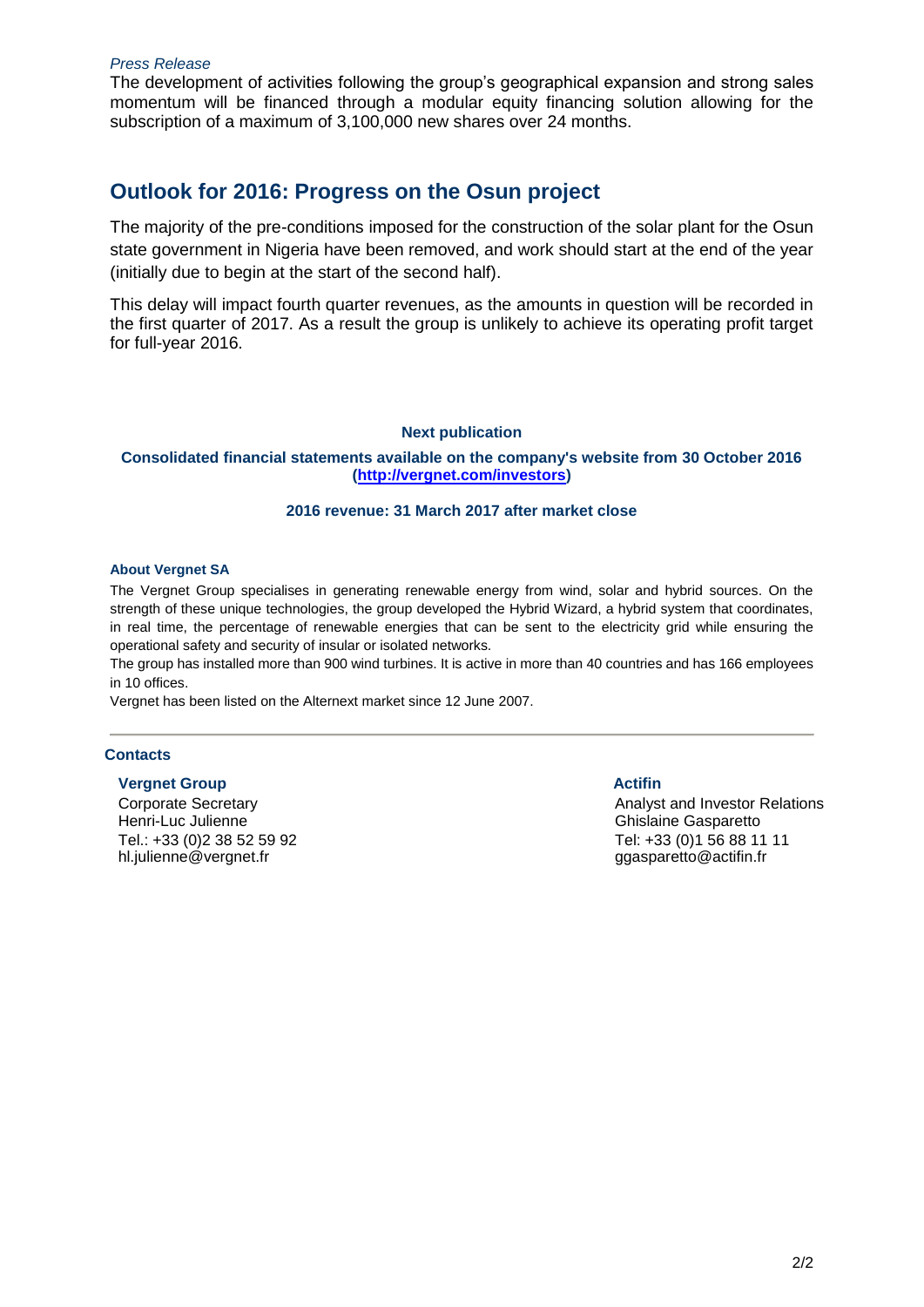*Press Release*

The development of activities following the group's geographical expansion and strong sales momentum will be financed through a modular equity financing solution allowing for the subscription of a maximum of 3,100,000 new shares over 24 months.

## Outlook for 2016: Progress on the Osun project

The majority of the pre-conditions imposed for the construction of the solar plant for the Osun state government in Nigeria have been removed, and work should start at the end of the year (initially due to begin at the start of the second half).

This delay will impact fourth quarter revenues, as the amounts in question will be recorded in the first quarter of 2017. As a result the group is unlikely to achieve its operating profit target for full-year 2016.

**Next publication**

**Consolidated financial statements available on the company's website from 30 October 2016 ([http://vergnet.com/investors](http://vergnet.com/investors))**

**2016 revenue: 31 March 2017 after market close**

#### About Vergnet SA

The Vergnet Group specialises in generating renewable energy from wind, solar and hybrid sources. On the strength of these unique technologies, the group developed the Hybrid Wizard, a hybrid system that coordinates, in real time, the percentage of renewable energies that can be sent to the electricity grid while ensuring the operational safety and security of insular or isolated networks.

The group has installed more than 900 wind turbines. It is active in more than 40 countries and has 166 employees in 10 offices.

Vergnet has been listed on the Alternext market since 12 June 2007.

---

### Contacts

**Vergnet Group**
Corporate Secretary
Henri-Luc Julienne
Tel.: +33 (0)2 38 52 59 92
hl.julienne@vergnet.fr

**Actifin**
Analyst and Investor Relations
Ghislaine Gasparetto
Tel: +33 (0)1 56 88 11 11
ggasparetto@actifin.fr